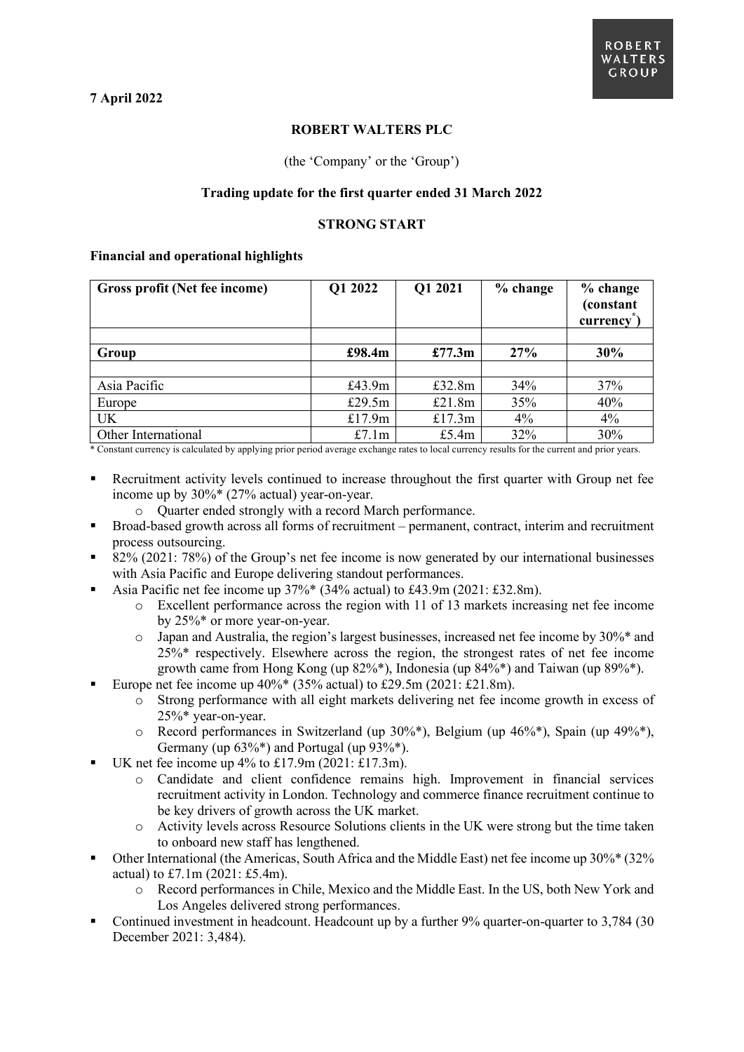7 April 2022

**ROBERT WALTERS PLC**

(the 'Company' or the 'Group')

**Trading update for the first quarter ended 31 March 2022**

**STRONG START**

**Financial and operational highlights**

| Gross profit (Net fee income) | Q1 2022 | Q1 2021 | % change | % change (constant currency*) |
|---|---|---|---|---|
| | | | | |
| **Group** | **£98.4m** | **£77.3m** | **27%** | **30%** |
| | | | | |
| Asia Pacific | £43.9m | £32.8m | 34% | 37% |
| Europe | £29.5m | £21.8m | 35% | 40% |
| UK | £17.9m | £17.3m | 4% | 4% |
| Other International | £7.1m | £5.4m | 32% | 30% |

\* Constant currency is calculated by applying prior period average exchange rates to local currency results for the current and prior years.

- Recruitment activity levels continued to increase throughout the first quarter with Group net fee income up by 30%* (27% actual) year-on-year.
  - Quarter ended strongly with a record March performance.
- Broad-based growth across all forms of recruitment – permanent, contract, interim and recruitment process outsourcing.
- 82% (2021: 78%) of the Group's net fee income is now generated by our international businesses with Asia Pacific and Europe delivering standout performances.
- Asia Pacific net fee income up 37%* (34% actual) to £43.9m (2021: £32.8m).
  - Excellent performance across the region with 11 of 13 markets increasing net fee income by 25%* or more year-on-year.
  - Japan and Australia, the region's largest businesses, increased net fee income by 30%* and 25%* respectively. Elsewhere across the region, the strongest rates of net fee income growth came from Hong Kong (up 82%*), Indonesia (up 84%*) and Taiwan (up 89%*).
- Europe net fee income up 40%* (35% actual) to £29.5m (2021: £21.8m).
  - Strong performance with all eight markets delivering net fee income growth in excess of 25%* year-on-year.
  - Record performances in Switzerland (up 30%*), Belgium (up 46%*), Spain (up 49%*), Germany (up 63%*) and Portugal (up 93%*).
- UK net fee income up 4% to £17.9m (2021: £17.3m).
  - Candidate and client confidence remains high. Improvement in financial services recruitment activity in London. Technology and commerce finance recruitment continue to be key drivers of growth across the UK market.
  - Activity levels across Resource Solutions clients in the UK were strong but the time taken to onboard new staff has lengthened.
- Other International (the Americas, South Africa and the Middle East) net fee income up 30%* (32% actual) to £7.1m (2021: £5.4m).
  - Record performances in Chile, Mexico and the Middle East. In the US, both New York and Los Angeles delivered strong performances.
- Continued investment in headcount. Headcount up by a further 9% quarter-on-quarter to 3,784 (30 December 2021: 3,484).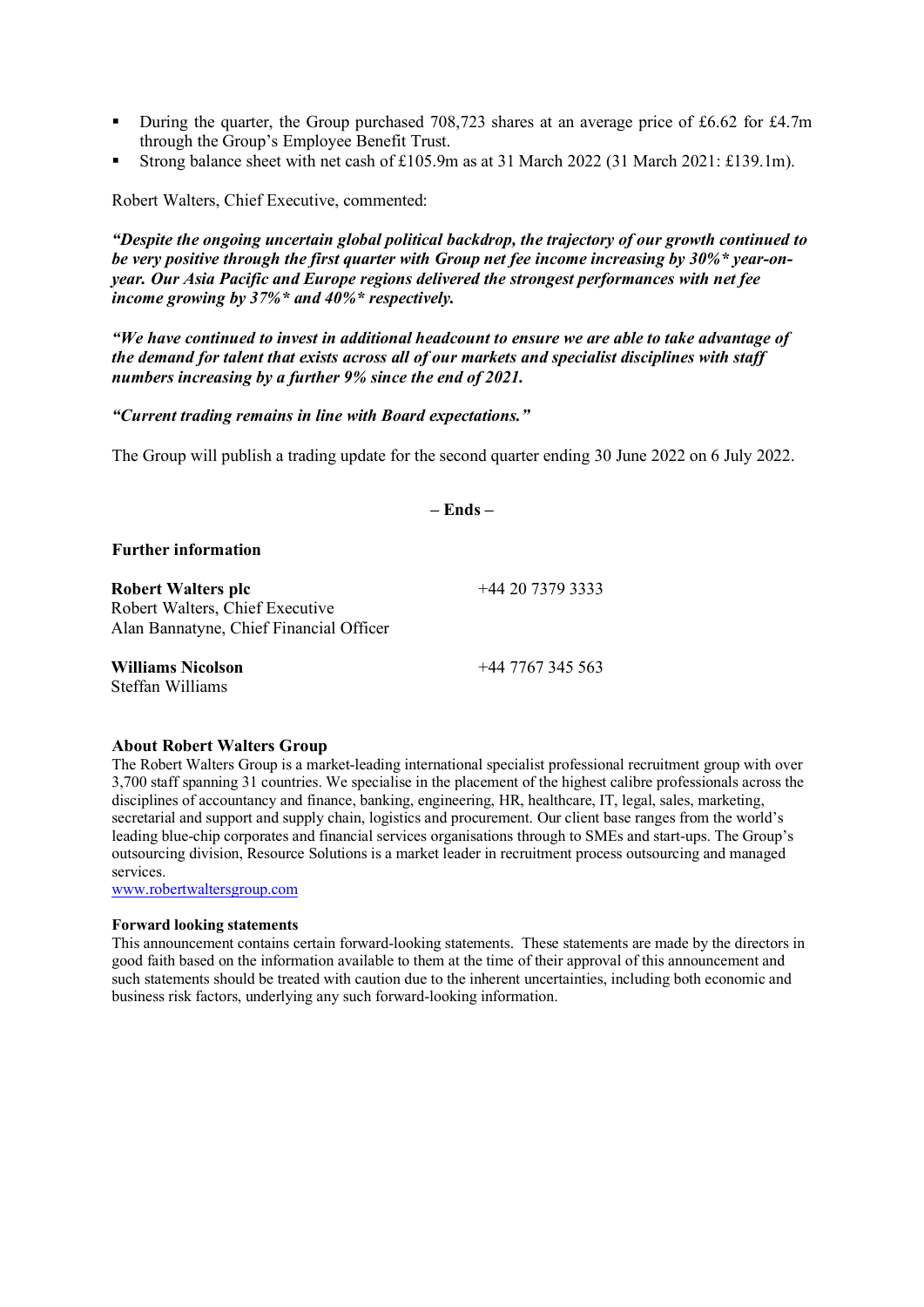- During the quarter, the Group purchased 708,723 shares at an average price of £6.62 for £4.7m through the Group's Employee Benefit Trust.
- Strong balance sheet with net cash of £105.9m as at 31 March 2022 (31 March 2021: £139.1m).

Robert Walters, Chief Executive, commented:

***"Despite the ongoing uncertain global political backdrop, the trajectory of our growth continued to be very positive through the first quarter with Group net fee income increasing by 30%* year-on-year. Our Asia Pacific and Europe regions delivered the strongest performances with net fee income growing by 37%* and 40%* respectively.***

***"We have continued to invest in additional headcount to ensure we are able to take advantage of the demand for talent that exists across all of our markets and specialist disciplines with staff numbers increasing by a further 9% since the end of 2021.***

***"Current trading remains in line with Board expectations."***

The Group will publish a trading update for the second quarter ending 30 June 2022 on 6 July 2022.

**– Ends –**

**Further information**

| | |
|---|---|
| **Robert Walters plc**<br>Robert Walters, Chief Executive<br>Alan Bannatyne, Chief Financial Officer | +44 20 7379 3333 |
| **Williams Nicolson**<br>Steffan Williams | +44 7767 345 563 |

**About Robert Walters Group**

The Robert Walters Group is a market-leading international specialist professional recruitment group with over 3,700 staff spanning 31 countries. We specialise in the placement of the highest calibre professionals across the disciplines of accountancy and finance, banking, engineering, HR, healthcare, IT, legal, sales, marketing, secretarial and support and supply chain, logistics and procurement. Our client base ranges from the world's leading blue-chip corporates and financial services organisations through to SMEs and start-ups. The Group's outsourcing division, Resource Solutions is a market leader in recruitment process outsourcing and managed services.

www.robertwaltersgroup.com

**Forward looking statements**

This announcement contains certain forward-looking statements. These statements are made by the directors in good faith based on the information available to them at the time of their approval of this announcement and such statements should be treated with caution due to the inherent uncertainties, including both economic and business risk factors, underlying any such forward-looking information.